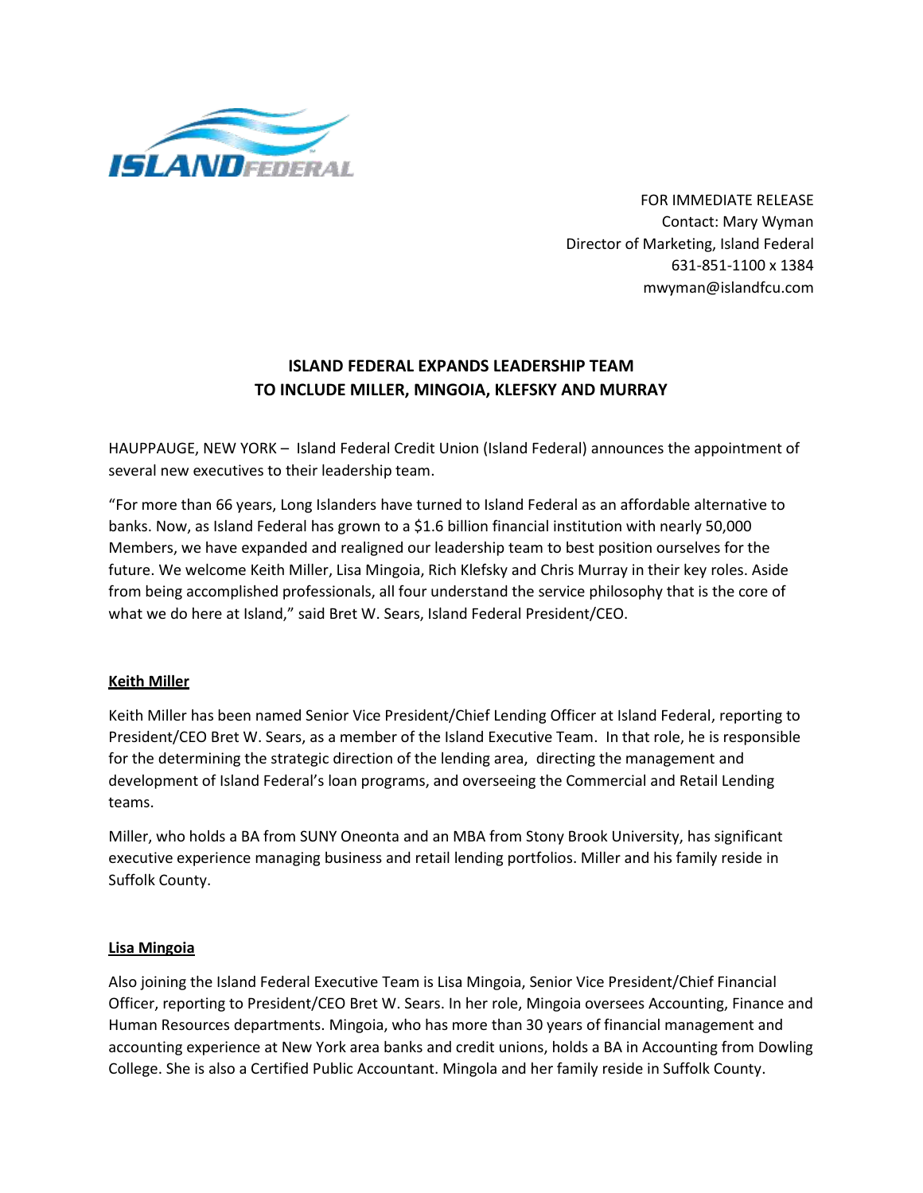FOR IMMEDIATE RELEASE
Contact: Mary Wyman
Director of Marketing, Island Federal
631-851-1100 x 1384
mwyman@islandfcu.com

# ISLAND FEDERAL EXPANDS LEADERSHIP TEAM TO INCLUDE MILLER, MINGOIA, KLEFSKY AND MURRAY

HAUPPAUGE, NEW YORK – Island Federal Credit Union (Island Federal) announces the appointment of several new executives to their leadership team.

"For more than 66 years, Long Islanders have turned to Island Federal as an affordable alternative to banks. Now, as Island Federal has grown to a $1.6 billion financial institution with nearly 50,000 Members, we have expanded and realigned our leadership team to best position ourselves for the future. We welcome Keith Miller, Lisa Mingoia, Rich Klefsky and Chris Murray in their key roles. Aside from being accomplished professionals, all four understand the service philosophy that is the core of what we do here at Island," said Bret W. Sears, Island Federal President/CEO.

## Keith Miller

Keith Miller has been named Senior Vice President/Chief Lending Officer at Island Federal, reporting to President/CEO Bret W. Sears, as a member of the Island Executive Team. In that role, he is responsible for the determining the strategic direction of the lending area, directing the management and development of Island Federal's loan programs, and overseeing the Commercial and Retail Lending teams.

Miller, who holds a BA from SUNY Oneonta and an MBA from Stony Brook University, has significant executive experience managing business and retail lending portfolios. Miller and his family reside in Suffolk County.

## Lisa Mingoia

Also joining the Island Federal Executive Team is Lisa Mingoia, Senior Vice President/Chief Financial Officer, reporting to President/CEO Bret W. Sears. In her role, Mingoia oversees Accounting, Finance and Human Resources departments. Mingoia, who has more than 30 years of financial management and accounting experience at New York area banks and credit unions, holds a BA in Accounting from Dowling College. She is also a Certified Public Accountant. Mingola and her family reside in Suffolk County.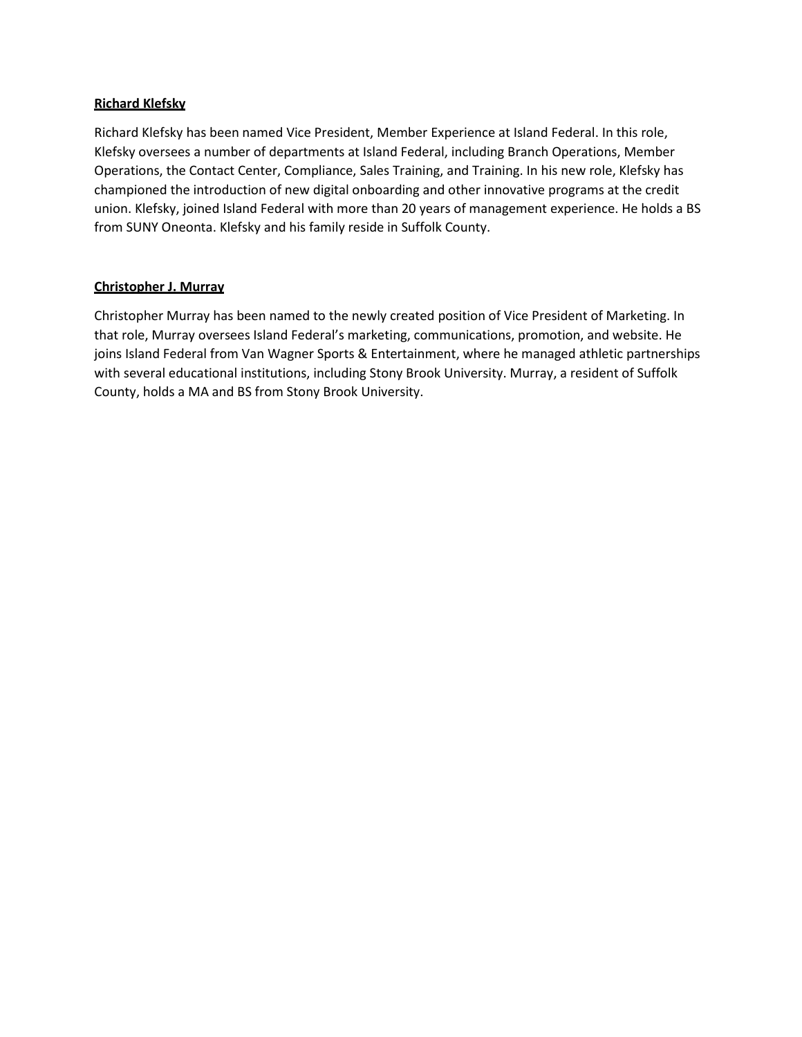**Richard Klefsky**

Richard Klefsky has been named Vice President, Member Experience at Island Federal. In this role, Klefsky oversees a number of departments at Island Federal, including Branch Operations, Member Operations, the Contact Center, Compliance, Sales Training, and Training. In his new role, Klefsky has championed the introduction of new digital onboarding and other innovative programs at the credit union. Klefsky, joined Island Federal with more than 20 years of management experience. He holds a BS from SUNY Oneonta. Klefsky and his family reside in Suffolk County.

**Christopher J. Murray**

Christopher Murray has been named to the newly created position of Vice President of Marketing. In that role, Murray oversees Island Federal's marketing, communications, promotion, and website. He joins Island Federal from Van Wagner Sports & Entertainment, where he managed athletic partnerships with several educational institutions, including Stony Brook University. Murray, a resident of Suffolk County, holds a MA and BS from Stony Brook University.